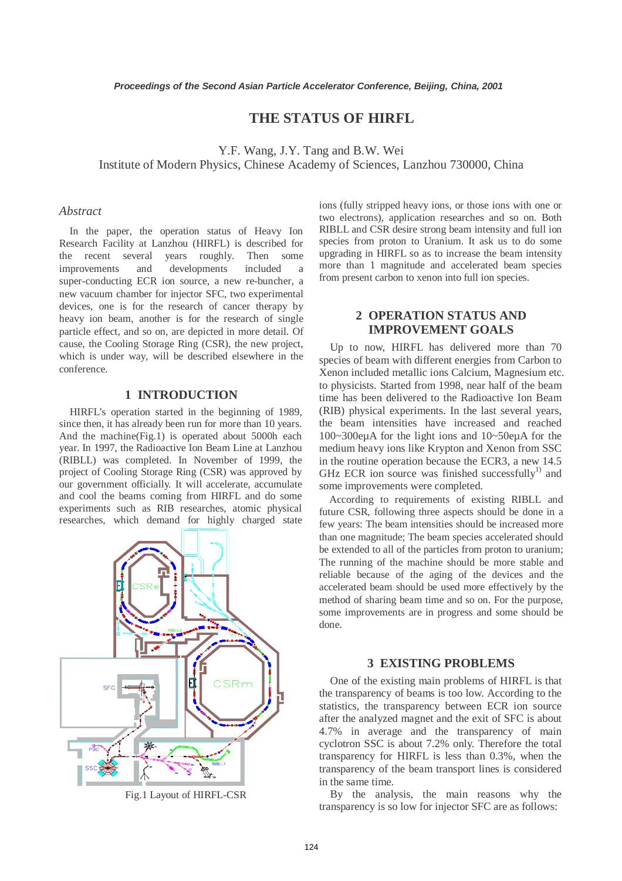# THE STATUS OF HIRFL

Y.F. Wang, J.Y. Tang and B.W. Wei
Institute of Modern Physics, Chinese Academy of Sciences, Lanzhou 730000, China

## *Abstract*

In the paper, the operation status of Heavy Ion Research Facility at Lanzhou (HIRFL) is described for the recent several years roughly. Then some improvements and developments included a super-conducting ECR ion source, a new re-buncher, a new vacuum chamber for injector SFC, two experimental devices, one is for the research of cancer therapy by heavy ion beam, another is for the research of single particle effect, and so on, are depicted in more detail. Of cause, the Cooling Storage Ring (CSR), the new project, which is under way, will be described elsewhere in the conference.

## 1 INTRODUCTION

HIRFL's operation started in the beginning of 1989, since then, it has already been run for more than 10 years. And the machine(Fig.1) is operated about 5000h each year. In 1997, the Radioactive Ion Beam Line at Lanzhou (RIBLL) was completed. In November of 1999, the project of Cooling Storage Ring (CSR) was approved by our government officially. It will accelerate, accumulate and cool the beams coming from HIRFL and do some experiments such as RIB researches, atomic physical researches, which demand for highly charged state ions (fully stripped heavy ions, or those ions with one or two electrons), application researches and so on. Both RIBLL and CSR desire strong beam intensity and full ion species from proton to Uranium. It ask us to do some upgrading in HIRFL so as to increase the beam intensity more than 1 magnitude and accelerated beam species from present carbon to xenon into full ion species.

Fig.1 Layout of HIRFL-CSR

## 2 OPERATION STATUS AND IMPROVEMENT GOALS

Up to now, HIRFL has delivered more than 70 species of beam with different energies from Carbon to Xenon included metallic ions Calcium, Magnesium etc. to physicists. Started from 1998, near half of the beam time has been delivered to the Radioactive Ion Beam (RIB) physical experiments. In the last several years, the beam intensities have increased and reached 100~300eμA for the light ions and 10~50eμA for the medium heavy ions like Krypton and Xenon from SSC in the routine operation because the ECR3, a new 14.5 GHz ECR ion source was finished successfully[1] and some improvements were completed.

According to requirements of existing RIBLL and future CSR, following three aspects should be done in a few years: The beam intensities should be increased more than one magnitude; The beam species accelerated should be extended to all of the particles from proton to uranium; The running of the machine should be more stable and reliable because of the aging of the devices and the accelerated beam should be used more effectively by the method of sharing beam time and so on. For the purpose, some improvements are in progress and some should be done.

## 3 EXISTING PROBLEMS

One of the existing main problems of HIRFL is that the transparency of beams is too low. According to the statistics, the transparency between ECR ion source after the analyzed magnet and the exit of SFC is about 4.7% in average and the transparency of main cyclotron SSC is about 7.2% only. Therefore the total transparency for HIRFL is less than 0.3%, when the transparency of the beam transport lines is considered in the same time.

By the analysis, the main reasons why the transparency is so low for injector SFC are as follows: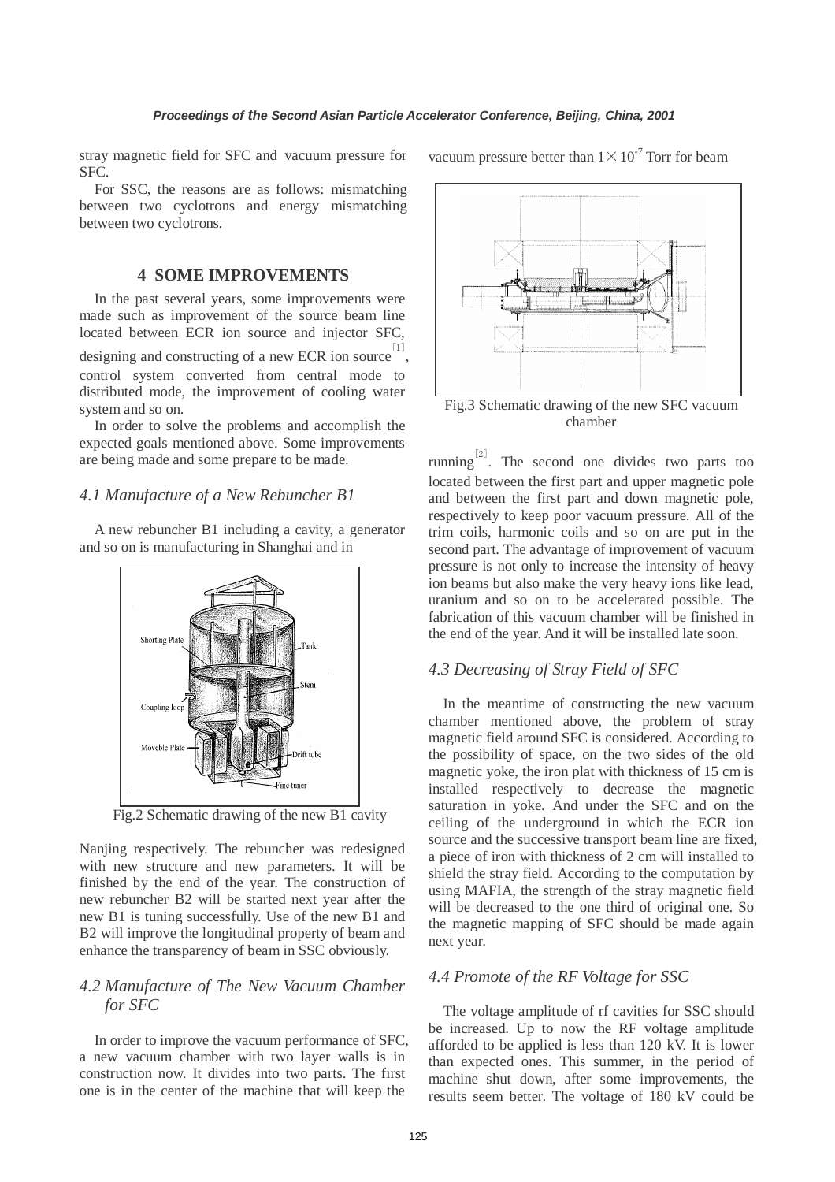stray magnetic field for SFC and vacuum pressure for SFC.

For SSC, the reasons are as follows: mismatching between two cyclotrons and energy mismatching between two cyclotrons.

## 4 SOME IMPROVEMENTS

In the past several years, some improvements were made such as improvement of the source beam line located between ECR ion source and injector SFC, designing and constructing of a new ECR ion source[1], control system converted from central mode to distributed mode, the improvement of cooling water system and so on.

In order to solve the problems and accomplish the expected goals mentioned above. Some improvements are being made and some prepare to be made.

### *4.1 Manufacture of a New Rebuncher B1*

A new rebuncher B1 including a cavity, a generator and so on is manufacturing in Shanghai and in Nanjing respectively. The rebuncher was redesigned with new structure and new parameters. It will be finished by the end of the year. The construction of new rebuncher B2 will be started next year after the new B1 is tuning successfully. Use of the new B1 and B2 will improve the longitudinal property of beam and enhance the transparency of beam in SSC obviously.

Fig.2 Schematic drawing of the new B1 cavity

### *4.2 Manufacture of The New Vacuum Chamber for SFC*

In order to improve the vacuum performance of SFC, a new vacuum chamber with two layer walls is in construction now. It divides into two parts. The first one is in the center of the machine that will keep the vacuum pressure better than $1\times10^{-7}$ Torr for beam running[2]. The second one divides two parts too located between the first part and upper magnetic pole and between the first part and down magnetic pole, respectively to keep poor vacuum pressure. All of the trim coils, harmonic coils and so on are put in the second part. The advantage of improvement of vacuum pressure is not only to increase the intensity of heavy ion beams but also make the very heavy ions like lead, uranium and so on to be accelerated possible. The fabrication of this vacuum chamber will be finished in the end of the year. And it will be installed late soon.

Fig.3 Schematic drawing of the new SFC vacuum chamber

### *4.3 Decreasing of Stray Field of SFC*

In the meantime of constructing the new vacuum chamber mentioned above, the problem of stray magnetic field around SFC is considered. According to the possibility of space, on the two sides of the old magnetic yoke, the iron plat with thickness of 15 cm is installed respectively to decrease the magnetic saturation in yoke. And under the SFC and on the ceiling of the underground in which the ECR ion source and the successive transport beam line are fixed, a piece of iron with thickness of 2 cm will installed to shield the stray field. According to the computation by using MAFIA, the strength of the stray magnetic field will be decreased to the one third of original one. So the magnetic mapping of SFC should be made again next year.

### *4.4 Promote of the RF Voltage for SSC*

The voltage amplitude of rf cavities for SSC should be increased. Up to now the RF voltage amplitude afforded to be applied is less than 120 kV. It is lower than expected ones. This summer, in the period of machine shut down, after some improvements, the results seem better. The voltage of 180 kV could be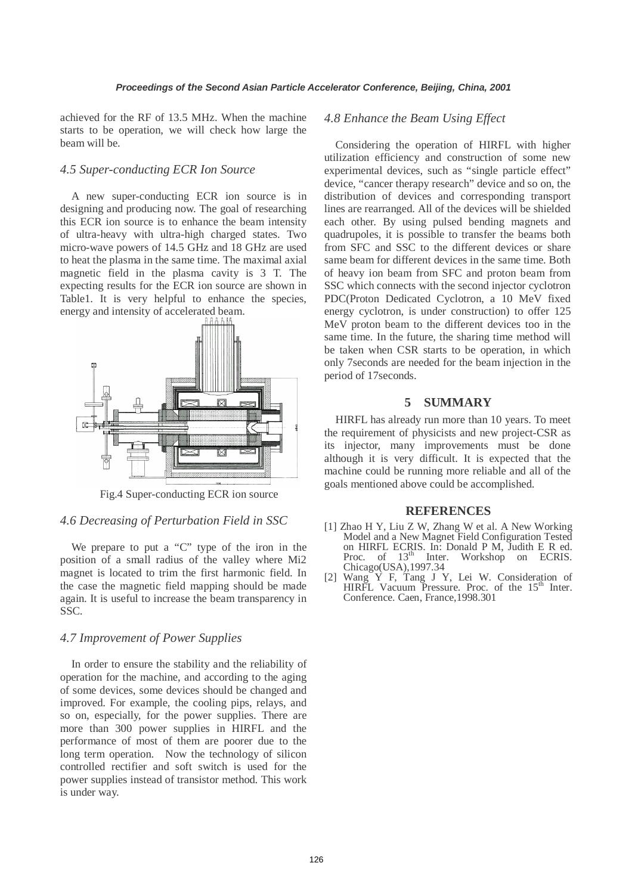achieved for the RF of 13.5 MHz. When the machine starts to be operation, we will check how large the beam will be.

### 4.5 Super-conducting ECR Ion Source

A new super-conducting ECR ion source is in designing and producing now. The goal of researching this ECR ion source is to enhance the beam intensity of ultra-heavy with ultra-high charged states. Two micro-wave powers of 14.5 GHz and 18 GHz are used to heat the plasma in the same time. The maximal axial magnetic field in the plasma cavity is 3 T. The expecting results for the ECR ion source are shown in Table1. It is very helpful to enhance the species, energy and intensity of accelerated beam.

Fig.4 Super-conducting ECR ion source

### 4.6 Decreasing of Perturbation Field in SSC

We prepare to put a "C" type of the iron in the position of a small radius of the valley where Mi2 magnet is located to trim the first harmonic field. In the case the magnetic field mapping should be made again. It is useful to increase the beam transparency in SSC.

### 4.7 Improvement of Power Supplies

In order to ensure the stability and the reliability of operation for the machine, and according to the aging of some devices, some devices should be changed and improved. For example, the cooling pips, relays, and so on, especially, for the power supplies. There are more than 300 power supplies in HIRFL and the performance of most of them are poorer due to the long term operation. Now the technology of silicon controlled rectifier and soft switch is used for the power supplies instead of transistor method. This work is under way.

### 4.8 Enhance the Beam Using Effect

Considering the operation of HIRFL with higher utilization efficiency and construction of some new experimental devices, such as "single particle effect" device, "cancer therapy research" device and so on, the distribution of devices and corresponding transport lines are rearranged. All of the devices will be shielded each other. By using pulsed bending magnets and quadrupoles, it is possible to transfer the beams both from SFC and SSC to the different devices or share same beam for different devices in the same time. Both of heavy ion beam from SFC and proton beam from SSC which connects with the second injector cyclotron PDC(Proton Dedicated Cyclotron, a 10 MeV fixed energy cyclotron, is under construction) to offer 125 MeV proton beam to the different devices too in the same time. In the future, the sharing time method will be taken when CSR starts to be operation, in which only 7seconds are needed for the beam injection in the period of 17seconds.

## 5 SUMMARY

HIRFL has already run more than 10 years. To meet the requirement of physicists and new project-CSR as its injector, many improvements must be done although it is very difficult. It is expected that the machine could be running more reliable and all of the goals mentioned above could be accomplished.

## REFERENCES

[1] Zhao H Y, Liu Z W, Zhang W et al. A New Working Model and a New Magnet Field Configuration Tested on HIRFL ECRIS. In: Donald P M, Judith E R ed. Proc. of 13th Inter. Workshop on ECRIS. Chicago(USA),1997.34

[2] Wang Y F, Tang J Y, Lei W. Consideration of HIRFL Vacuum Pressure. Proc. of the 15th Inter. Conference. Caen, France,1998.301